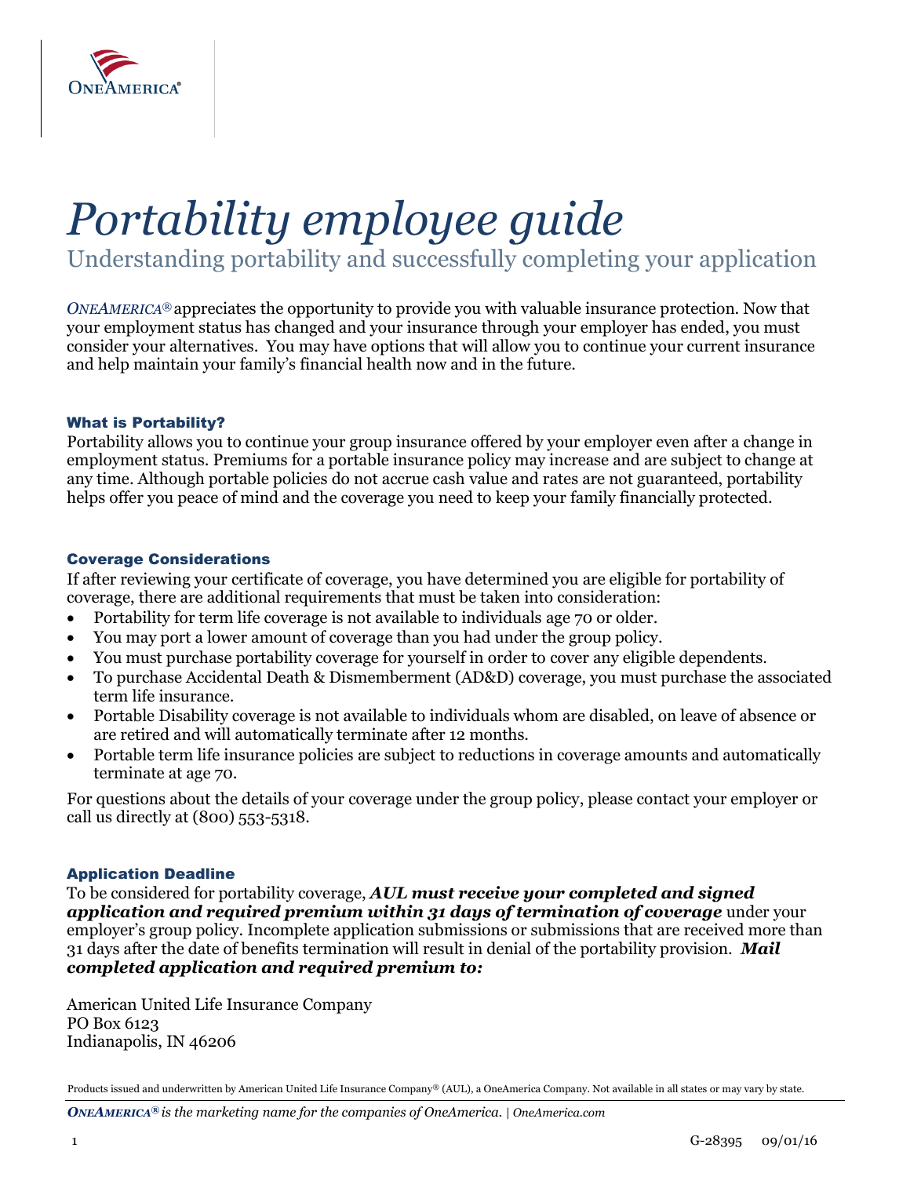# *Portability employee guide*

## Understanding portability and successfully completing your application

*ONEAMERICA®* appreciates the opportunity to provide you with valuable insurance protection. Now that your employment status has changed and your insurance through your employer has ended, you must consider your alternatives. You may have options that will allow you to continue your current insurance and help maintain your family's financial health now and in the future.

### What is Portability?

Portability allows you to continue your group insurance offered by your employer even after a change in employment status. Premiums for a portable insurance policy may increase and are subject to change at any time. Although portable policies do not accrue cash value and rates are not guaranteed, portability helps offer you peace of mind and the coverage you need to keep your family financially protected.

### Coverage Considerations

If after reviewing your certificate of coverage, you have determined you are eligible for portability of coverage, there are additional requirements that must be taken into consideration:

- Portability for term life coverage is not available to individuals age 70 or older.
- You may port a lower amount of coverage than you had under the group policy.
- You must purchase portability coverage for yourself in order to cover any eligible dependents.
- To purchase Accidental Death & Dismemberment (AD&D) coverage, you must purchase the associated term life insurance.
- Portable Disability coverage is not available to individuals whom are disabled, on leave of absence or are retired and will automatically terminate after 12 months.
- Portable term life insurance policies are subject to reductions in coverage amounts and automatically terminate at age 70.

For questions about the details of your coverage under the group policy, please contact your employer or call us directly at (800) 553-5318.

### Application Deadline

To be considered for portability coverage, ***AUL must receive your completed and signed application and required premium within 31 days of termination of coverage*** under your employer's group policy. Incomplete application submissions or submissions that are received more than 31 days after the date of benefits termination will result in denial of the portability provision. ***Mail completed application and required premium to:***

American United Life Insurance Company
PO Box 6123
Indianapolis, IN 46206

Products issued and underwritten by American United Life Insurance Company® (AUL), a OneAmerica Company. Not available in all states or may vary by state.

***ONEAMERICA®*** *is the marketing name for the companies of OneAmerica.* | *OneAmerica.com*

G-28395 09/01/16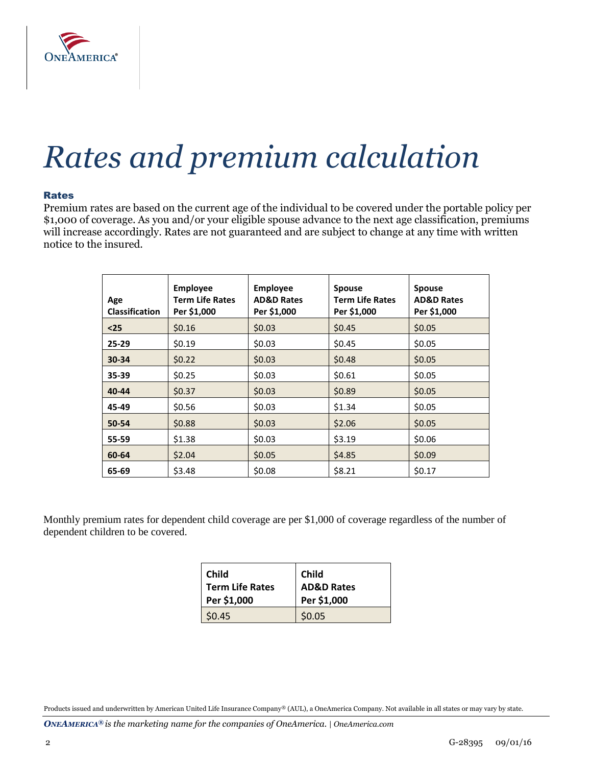# Rates and premium calculation

### Rates

Premium rates are based on the current age of the individual to be covered under the portable policy per $1,000 of coverage. As you and/or your eligible spouse advance to the next age classification, premiums will increase accordingly. Rates are not guaranteed and are subject to change at any time with written notice to the insured.

| Age Classification | Employee Term Life Rates Per $1,000 | Employee AD&D Rates Per $1,000 | Spouse Term Life Rates Per $1,000 | Spouse AD&D Rates Per $1,000 |
|---|---|---|---|---|
| **<25** | $0.16 | $0.03 | $0.45 | $0.05 |
| **25-29** | $0.19 | $0.03 | $0.45 | $0.05 |
| **30-34** | $0.22 | $0.03 | $0.48 | $0.05 |
| **35-39** | $0.25 | $0.03 | $0.61 | $0.05 |
| **40-44** | $0.37 | $0.03 | $0.89 | $0.05 |
| **45-49** | $0.56 | $0.03 | $1.34 | $0.05 |
| **50-54** | $0.88 | $0.03 | $2.06 | $0.05 |
| **55-59** | $1.38 | $0.03 | $3.19 | $0.06 |
| **60-64** | $2.04 | $0.05 | $4.85 | $0.09 |
| **65-69** | $3.48 | $0.08 | $8.21 | $0.17 |

Monthly premium rates for dependent child coverage are per $1,000 of coverage regardless of the number of dependent children to be covered.

| Child Term Life Rates Per $1,000 | Child AD&D Rates Per $1,000 |
|---|---|
| $0.45 | $0.05 |

Products issued and underwritten by American United Life Insurance Company® (AUL), a OneAmerica Company. Not available in all states or may vary by state.

*ONEAMERICA® is the marketing name for the companies of OneAmerica. | OneAmerica.com*

G-28395 09/01/16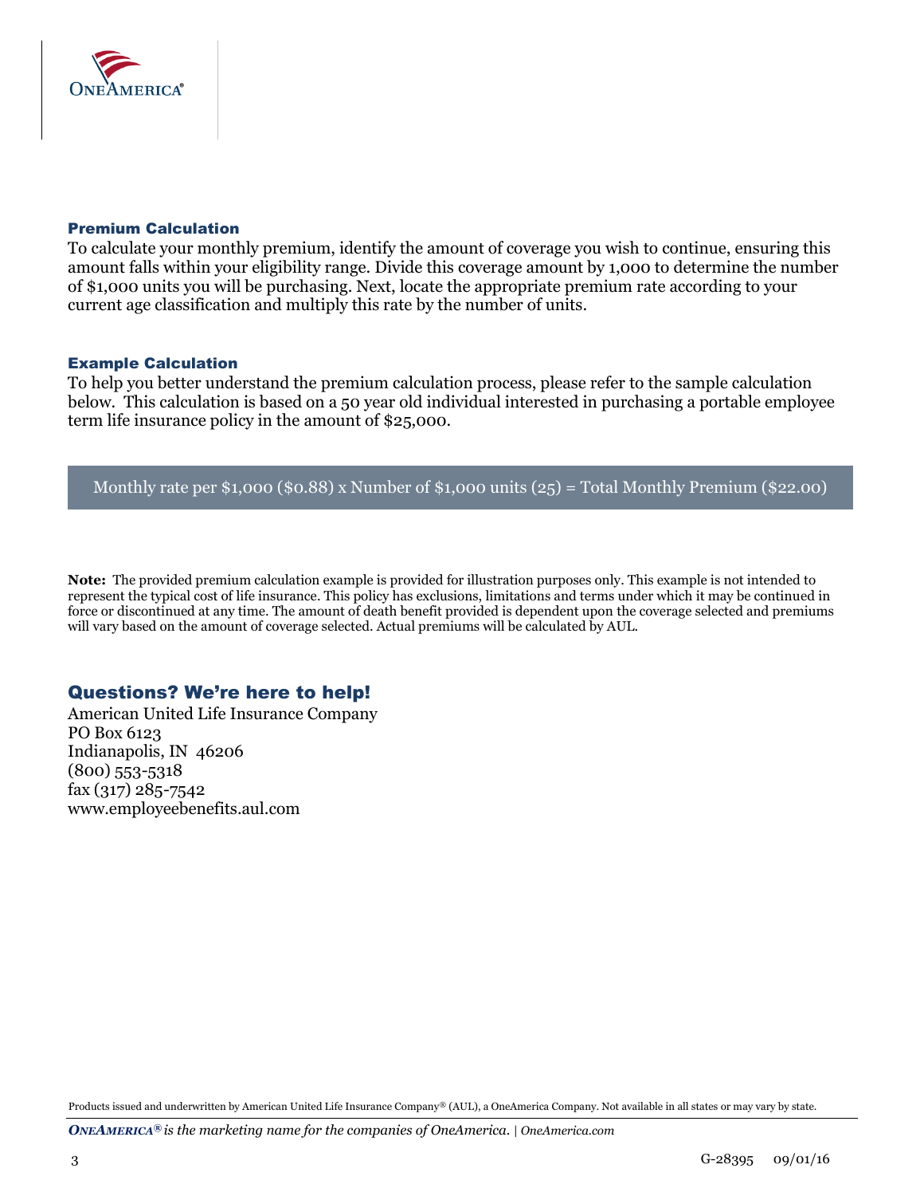## Premium Calculation

To calculate your monthly premium, identify the amount of coverage you wish to continue, ensuring this amount falls within your eligibility range. Divide this coverage amount by 1,000 to determine the number of $1,000 units you will be purchasing. Next, locate the appropriate premium rate according to your current age classification and multiply this rate by the number of units.

## Example Calculation

To help you better understand the premium calculation process, please refer to the sample calculation below. This calculation is based on a 50 year old individual interested in purchasing a portable employee term life insurance policy in the amount of $25,000.

Monthly rate per $1,000 ($0.88) x Number of $1,000 units (25) = Total Monthly Premium ($22.00)

**Note:** The provided premium calculation example is provided for illustration purposes only. This example is not intended to represent the typical cost of life insurance. This policy has exclusions, limitations and terms under which it may be continued in force or discontinued at any time. The amount of death benefit provided is dependent upon the coverage selected and premiums will vary based on the amount of coverage selected. Actual premiums will be calculated by AUL.

## Questions? We're here to help!

American United Life Insurance Company
PO Box 6123
Indianapolis, IN 46206
(800) 553-5318
fax (317) 285-7542
www.employeebenefits.aul.com

Products issued and underwritten by American United Life Insurance Company® (AUL), a OneAmerica Company. Not available in all states or may vary by state.

***ONEAMERICA®*** *is the marketing name for the companies of OneAmerica.* | *OneAmerica.com*

G-28395 09/01/16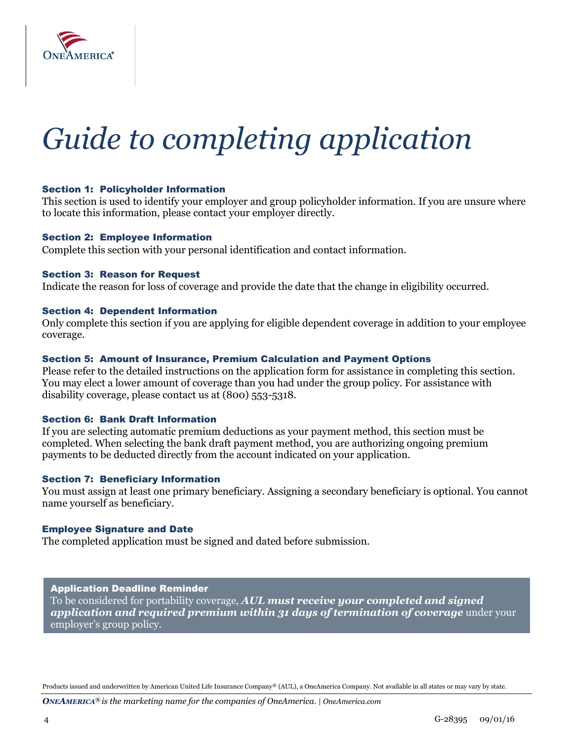# Guide to completing application

### Section 1: Policyholder Information

This section is used to identify your employer and group policyholder information. If you are unsure where to locate this information, please contact your employer directly.

### Section 2: Employee Information

Complete this section with your personal identification and contact information.

### Section 3: Reason for Request

Indicate the reason for loss of coverage and provide the date that the change in eligibility occurred.

### Section 4: Dependent Information

Only complete this section if you are applying for eligible dependent coverage in addition to your employee coverage.

### Section 5: Amount of Insurance, Premium Calculation and Payment Options

Please refer to the detailed instructions on the application form for assistance in completing this section. You may elect a lower amount of coverage than you had under the group policy. For assistance with disability coverage, please contact us at (800) 553-5318.

### Section 6: Bank Draft Information

If you are selecting automatic premium deductions as your payment method, this section must be completed. When selecting the bank draft payment method, you are authorizing ongoing premium payments to be deducted directly from the account indicated on your application.

### Section 7: Beneficiary Information

You must assign at least one primary beneficiary. Assigning a secondary beneficiary is optional. You cannot name yourself as beneficiary.

### Employee Signature and Date

The completed application must be signed and dated before submission.

**Application Deadline Reminder**

To be considered for portability coverage, ***AUL must receive your completed and signed application and required premium within 31 days of termination of coverage*** under your employer's group policy.

Products issued and underwritten by American United Life Insurance Company® (AUL), a OneAmerica Company. Not available in all states or may vary by state.

***OneAmerica®** is the marketing name for the companies of OneAmerica. | OneAmerica.com*

G-28395 09/01/16